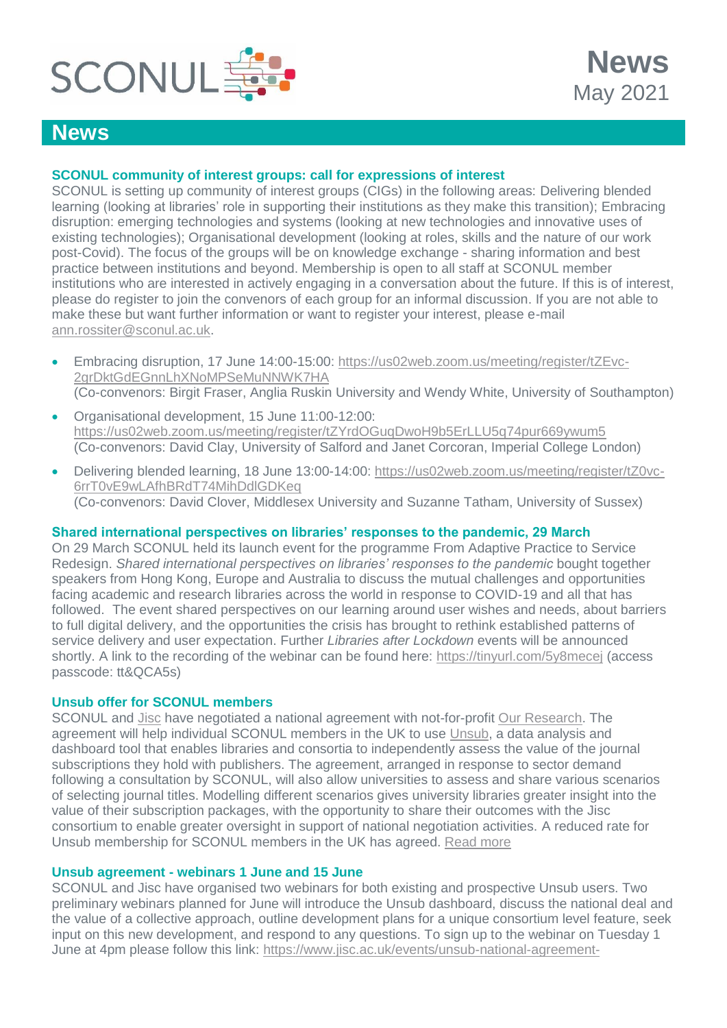SCONUL

# News
May 2021

## News

### SCONUL community of interest groups: call for expressions of interest

SCONUL is setting up community of interest groups (CIGs) in the following areas: Delivering blended learning (looking at libraries' role in supporting their institutions as they make this transition); Embracing disruption: emerging technologies and systems (looking at new technologies and innovative uses of existing technologies); Organisational development (looking at roles, skills and the nature of our work post-Covid). The focus of the groups will be on knowledge exchange - sharing information and best practice between institutions and beyond. Membership is open to all staff at SCONUL member institutions who are interested in actively engaging in a conversation about the future. If this is of interest, please do register to join the convenors of each group for an informal discussion. If you are not able to make these but want further information or want to register your interest, please e-mail ann.rossiter@sconul.ac.uk.

- Embracing disruption, 17 June 14:00-15:00: https://us02web.zoom.us/meeting/register/tZEvc-2grDktGdEGnnLhXNoMPSeMuNNWK7HA
(Co-convenors: Birgit Fraser, Anglia Ruskin University and Wendy White, University of Southampton)
- Organisational development, 15 June 11:00-12:00: https://us02web.zoom.us/meeting/register/tZYrdOGuqDwoH9b5ErLLU5q74pur669ywum5
(Co-convenors: David Clay, University of Salford and Janet Corcoran, Imperial College London)
- Delivering blended learning, 18 June 13:00-14:00: https://us02web.zoom.us/meeting/register/tZ0vc-6rrT0vE9wLAfhBRdT74MihDdlGDKeq
(Co-convenors: David Clover, Middlesex University and Suzanne Tatham, University of Sussex)

### Shared international perspectives on libraries' responses to the pandemic, 29 March

On 29 March SCONUL held its launch event for the programme From Adaptive Practice to Service Redesign. *Shared international perspectives on libraries' responses to the pandemic* bought together speakers from Hong Kong, Europe and Australia to discuss the mutual challenges and opportunities facing academic and research libraries across the world in response to COVID-19 and all that has followed. The event shared perspectives on our learning around user wishes and needs, about barriers to full digital delivery, and the opportunities the crisis has brought to rethink established patterns of service delivery and user expectation. Further *Libraries after Lockdown* events will be announced shortly. A link to the recording of the webinar can be found here: https://tinyurl.com/5y8mecej (access passcode: tt&QCA5s)

### Unsub offer for SCONUL members

SCONUL and Jisc have negotiated a national agreement with not-for-profit Our Research. The agreement will help individual SCONUL members in the UK to use Unsub, a data analysis and dashboard tool that enables libraries and consortia to independently assess the value of the journal subscriptions they hold with publishers. The agreement, arranged in response to sector demand following a consultation by SCONUL, will also allow universities to assess and share various scenarios of selecting journal titles. Modelling different scenarios gives university libraries greater insight into the value of their subscription packages, with the opportunity to share their outcomes with the Jisc consortium to enable greater oversight in support of national negotiation activities. A reduced rate for Unsub membership for SCONUL members in the UK has agreed. Read more

### Unsub agreement - webinars 1 June and 15 June

SCONUL and Jisc have organised two webinars for both existing and prospective Unsub users. Two preliminary webinars planned for June will introduce the Unsub dashboard, discuss the national deal and the value of a collective approach, outline development plans for a unique consortium level feature, seek input on this new development, and respond to any questions. To sign up to the webinar on Tuesday 1 June at 4pm please follow this link: https://www.jisc.ac.uk/events/unsub-national-agreement-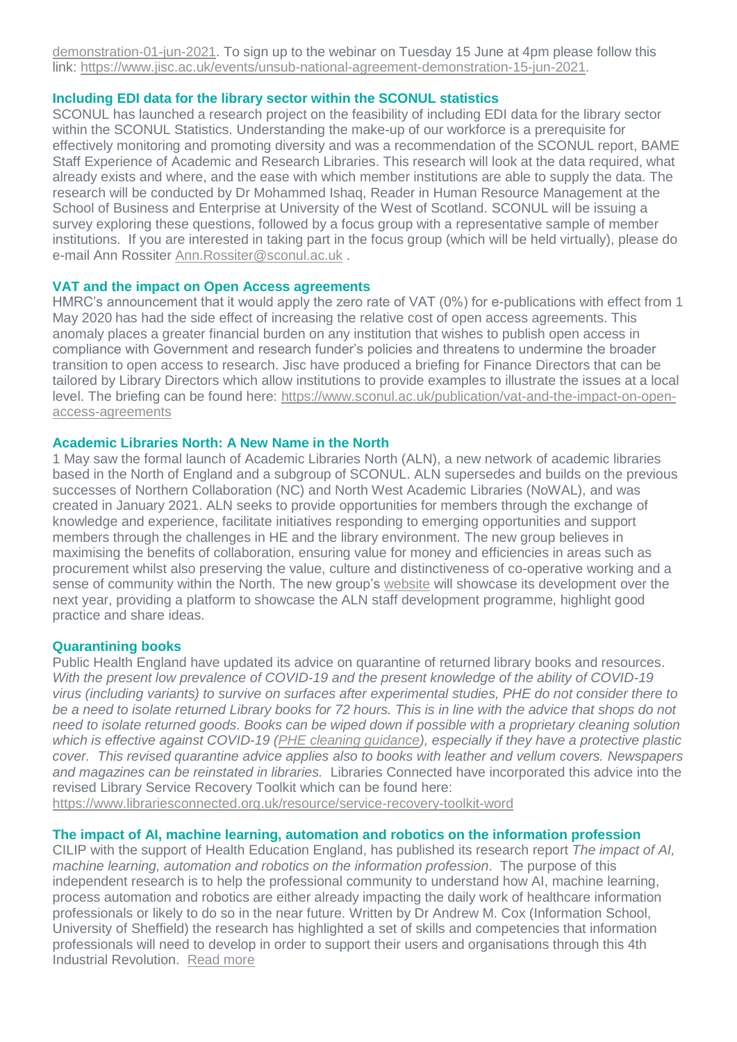demonstration-01-jun-2021. To sign up to the webinar on Tuesday 15 June at 4pm please follow this link: https://www.jisc.ac.uk/events/unsub-national-agreement-demonstration-15-jun-2021.

### Including EDI data for the library sector within the SCONUL statistics

SCONUL has launched a research project on the feasibility of including EDI data for the library sector within the SCONUL Statistics. Understanding the make-up of our workforce is a prerequisite for effectively monitoring and promoting diversity and was a recommendation of the SCONUL report, BAME Staff Experience of Academic and Research Libraries. This research will look at the data required, what already exists and where, and the ease with which member institutions are able to supply the data. The research will be conducted by Dr Mohammed Ishaq, Reader in Human Resource Management at the School of Business and Enterprise at University of the West of Scotland. SCONUL will be issuing a survey exploring these questions, followed by a focus group with a representative sample of member institutions. If you are interested in taking part in the focus group (which will be held virtually), please do e-mail Ann Rossiter Ann.Rossiter@sconul.ac.uk .

### VAT and the impact on Open Access agreements

HMRC's announcement that it would apply the zero rate of VAT (0%) for e-publications with effect from 1 May 2020 has had the side effect of increasing the relative cost of open access agreements. This anomaly places a greater financial burden on any institution that wishes to publish open access in compliance with Government and research funder's policies and threatens to undermine the broader transition to open access to research. Jisc have produced a briefing for Finance Directors that can be tailored by Library Directors which allow institutions to provide examples to illustrate the issues at a local level. The briefing can be found here: https://www.sconul.ac.uk/publication/vat-and-the-impact-on-open-access-agreements

### Academic Libraries North: A New Name in the North

1 May saw the formal launch of Academic Libraries North (ALN), a new network of academic libraries based in the North of England and a subgroup of SCONUL. ALN supersedes and builds on the previous successes of Northern Collaboration (NC) and North West Academic Libraries (NoWAL), and was created in January 2021. ALN seeks to provide opportunities for members through the exchange of knowledge and experience, facilitate initiatives responding to emerging opportunities and support members through the challenges in HE and the library environment. The new group believes in maximising the benefits of collaboration, ensuring value for money and efficiencies in areas such as procurement whilst also preserving the value, culture and distinctiveness of co-operative working and a sense of community within the North. The new group's website will showcase its development over the next year, providing a platform to showcase the ALN staff development programme, highlight good practice and share ideas.

### Quarantining books

Public Health England have updated its advice on quarantine of returned library books and resources. *With the present low prevalence of COVID-19 and the present knowledge of the ability of COVID-19 virus (including variants) to survive on surfaces after experimental studies, PHE do not consider there to be a need to isolate returned Library books for 72 hours. This is in line with the advice that shops do not need to isolate returned goods. Books can be wiped down if possible with a proprietary cleaning solution which is effective against COVID-19 (PHE cleaning guidance), especially if they have a protective plastic cover. This revised quarantine advice applies also to books with leather and vellum covers. Newspapers and magazines can be reinstated in libraries.* Libraries Connected have incorporated this advice into the revised Library Service Recovery Toolkit which can be found here: https://www.librariesconnected.org.uk/resource/service-recovery-toolkit-word

### The impact of AI, machine learning, automation and robotics on the information profession

CILIP with the support of Health Education England, has published its research report *The impact of AI, machine learning, automation and robotics on the information profession*. The purpose of this independent research is to help the professional community to understand how AI, machine learning, process automation and robotics are either already impacting the daily work of healthcare information professionals or likely to do so in the near future. Written by Dr Andrew M. Cox (Information School, University of Sheffield) the research has highlighted a set of skills and competencies that information professionals will need to develop in order to support their users and organisations through this 4th Industrial Revolution. Read more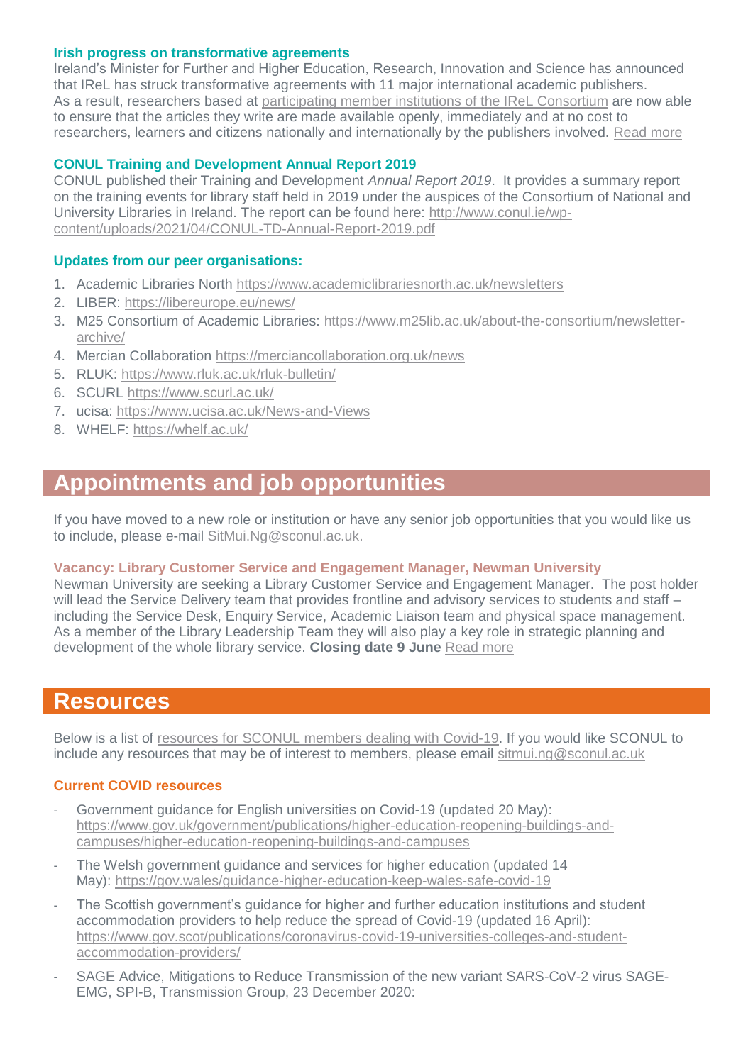### Irish progress on transformative agreements

Ireland's Minister for Further and Higher Education, Research, Innovation and Science has announced that IReL has struck transformative agreements with 11 major international academic publishers. As a result, researchers based at participating member institutions of the IReL Consortium are now able to ensure that the articles they write are made available openly, immediately and at no cost to researchers, learners and citizens nationally and internationally by the publishers involved. Read more

### CONUL Training and Development Annual Report 2019

CONUL published their Training and Development *Annual Report 2019*. It provides a summary report on the training events for library staff held in 2019 under the auspices of the Consortium of National and University Libraries in Ireland. The report can be found here: http://www.conul.ie/wp-content/uploads/2021/04/CONUL-TD-Annual-Report-2019.pdf

### Updates from our peer organisations:

1. Academic Libraries North https://www.academiclibrariesnorth.ac.uk/newsletters
2. LIBER: https://libereurope.eu/news/
3. M25 Consortium of Academic Libraries: https://www.m25lib.ac.uk/about-the-consortium/newsletter-archive/
4. Mercian Collaboration https://merciancollaboration.org.uk/news
5. RLUK: https://www.rluk.ac.uk/rluk-bulletin/
6. SCURL https://www.scurl.ac.uk/
7. ucisa: https://www.ucisa.ac.uk/News-and-Views
8. WHELF: https://whelf.ac.uk/

## Appointments and job opportunities

If you have moved to a new role or institution or have any senior job opportunities that you would like us to include, please e-mail SitMui.Ng@sconul.ac.uk.

### Vacancy: Library Customer Service and Engagement Manager, Newman University

Newman University are seeking a Library Customer Service and Engagement Manager. The post holder will lead the Service Delivery team that provides frontline and advisory services to students and staff – including the Service Desk, Enquiry Service, Academic Liaison team and physical space management. As a member of the Library Leadership Team they will also play a key role in strategic planning and development of the whole library service. **Closing date 9 June** Read more

## Resources

Below is a list of resources for SCONUL members dealing with Covid-19. If you would like SCONUL to include any resources that may be of interest to members, please email sitmui.ng@sconul.ac.uk

### Current COVID resources

- Government guidance for English universities on Covid-19 (updated 20 May): https://www.gov.uk/government/publications/higher-education-reopening-buildings-and-campuses/higher-education-reopening-buildings-and-campuses
- The Welsh government guidance and services for higher education (updated 14 May): https://gov.wales/guidance-higher-education-keep-wales-safe-covid-19
- The Scottish government's guidance for higher and further education institutions and student accommodation providers to help reduce the spread of Covid-19 (updated 16 April): https://www.gov.scot/publications/coronavirus-covid-19-universities-colleges-and-student-accommodation-providers/
- SAGE Advice, Mitigations to Reduce Transmission of the new variant SARS-CoV-2 virus SAGE-EMG, SPI-B, Transmission Group, 23 December 2020: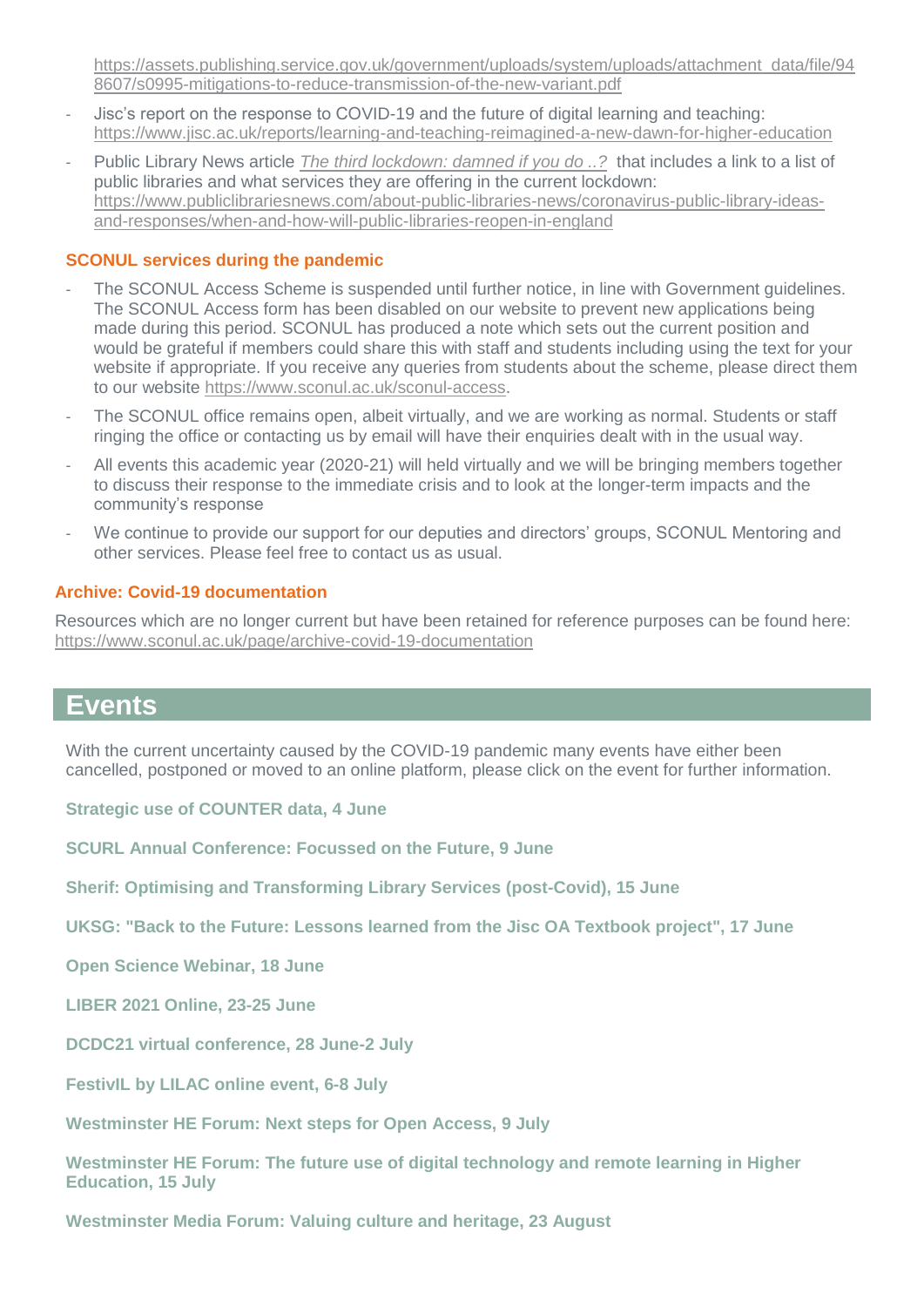https://assets.publishing.service.gov.uk/government/uploads/system/uploads/attachment_data/file/948607/s0995-mitigations-to-reduce-transmission-of-the-new-variant.pdf

- Jisc's report on the response to COVID-19 and the future of digital learning and teaching: https://www.jisc.ac.uk/reports/learning-and-teaching-reimagined-a-new-dawn-for-higher-education
- Public Library News article *The third lockdown: damned if you do ..?* that includes a link to a list of public libraries and what services they are offering in the current lockdown: https://www.publiclibrariesnews.com/about-public-libraries-news/coronavirus-public-library-ideas-and-responses/when-and-how-will-public-libraries-reopen-in-england

### SCONUL services during the pandemic

- The SCONUL Access Scheme is suspended until further notice, in line with Government guidelines. The SCONUL Access form has been disabled on our website to prevent new applications being made during this period. SCONUL has produced a note which sets out the current position and would be grateful if members could share this with staff and students including using the text for your website if appropriate. If you receive any queries from students about the scheme, please direct them to our website https://www.sconul.ac.uk/sconul-access.
- The SCONUL office remains open, albeit virtually, and we are working as normal. Students or staff ringing the office or contacting us by email will have their enquiries dealt with in the usual way.
- All events this academic year (2020-21) will held virtually and we will be bringing members together to discuss their response to the immediate crisis and to look at the longer-term impacts and the community's response
- We continue to provide our support for our deputies and directors' groups, SCONUL Mentoring and other services. Please feel free to contact us as usual.

### Archive: Covid-19 documentation

Resources which are no longer current but have been retained for reference purposes can be found here: https://www.sconul.ac.uk/page/archive-covid-19-documentation

## Events

With the current uncertainty caused by the COVID-19 pandemic many events have either been cancelled, postponed or moved to an online platform, please click on the event for further information.

**Strategic use of COUNTER data, 4 June**

**SCURL Annual Conference: Focussed on the Future, 9 June**

**Sherif: Optimising and Transforming Library Services (post-Covid), 15 June**

**UKSG: "Back to the Future: Lessons learned from the Jisc OA Textbook project", 17 June**

**Open Science Webinar, 18 June**

**LIBER 2021 Online, 23-25 June**

**DCDC21 virtual conference, 28 June-2 July**

**FestivIL by LILAC online event, 6-8 July**

**Westminster HE Forum: Next steps for Open Access, 9 July**

**Westminster HE Forum: The future use of digital technology and remote learning in Higher Education, 15 July**

**Westminster Media Forum: Valuing culture and heritage, 23 August**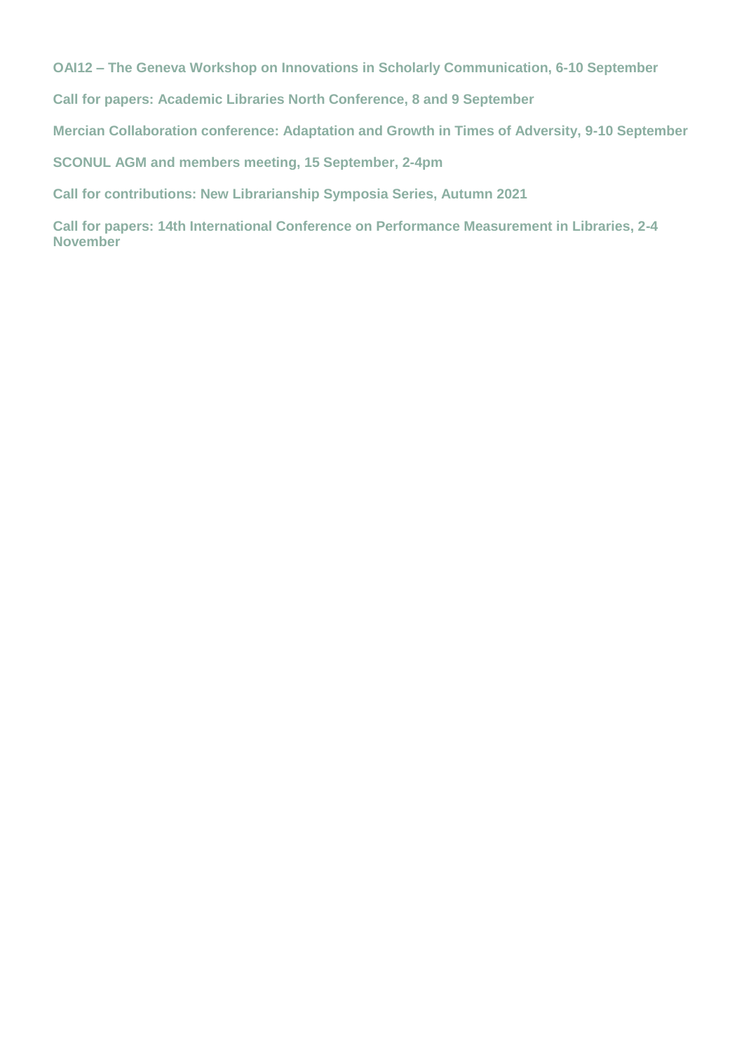**OAI12 – The Geneva Workshop on Innovations in Scholarly Communication, 6-10 September**

**Call for papers: Academic Libraries North Conference, 8 and 9 September**

**Mercian Collaboration conference: Adaptation and Growth in Times of Adversity, 9-10 September**

**SCONUL AGM and members meeting, 15 September, 2-4pm**

**Call for contributions: New Librarianship Symposia Series, Autumn 2021**

**Call for papers: 14th International Conference on Performance Measurement in Libraries, 2-4 November**